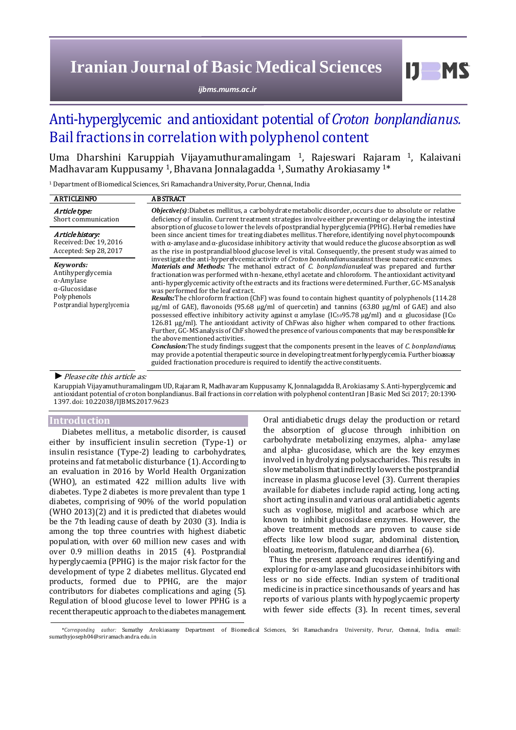# Anti-hyperglycemic and antioxidant potential of *Croton bonplandianus*. Bail fractions in correlation with polyphenol content

Uma Dharshini Karuppiah Vijayamuthuramalingam [1], Rajeswari Rajaram [1], Kalaivani Madhavaram Kuppusamy [1], Bhavana Jonnalagadda [1], Sumathy Arokiasamy [1]*

[1] Department of Biomedical Sciences, Sri Ramachandra University, Porur, Chennai, India

**ARTICLE INFO**

*Article type:*
Short communication

*Article history:*
Received: Dec 19, 2016
Accepted: Sep 28, 2017

*Keywords:*
Antihyperglycemia
α-Amylase
α-Glucosidase
Polyphenols
Postprandial hyperglycemia

**ABSTRACT**

***Objective(s)***: Diabetes mellitus, a carbohydrate metabolic disorder, occurs due to absolute or relative deficiency of insulin. Current treatment strategies involve either preventing or delaying the intestinal absorption of glucose to lower the levels of postprandial hyperglycemia (PPHG). Herbal remedies have been since ancient times for treating diabetes mellitus. Therefore, identifying novel phytocompounds with α-amylase and α-glucosidase inhibitory activity that would reduce the glucose absorption as well as the rise in postprandial blood glucose level is vital. Consequently, the present study was aimed to investigate the anti-hyperglycemic activity of *Croton bonplandianus* against these pancreatic enzymes.

***Materials and Methods:*** The methanol extract of *C. bonplandianus* leaf was prepared and further fractionation was performed with n-hexane, ethyl acetate and chloroform. The antioxidant activity and anti-hyperglycemic activity of the extracts and its fractions were determined. Further, GC-MS analysis was performed for the leaf extract.

***Results:*** The chloroform fraction (ChF) was found to contain highest quantity of polyphenols (114.28 μg/ml of GAE), flavonoids (95.68 μg/ml of quercetin) and tannins (63.80 μg/ml of GAE) and also possessed effective inhibitory activity against α amylase ($IC_{50}$ 95.78 μg/ml) and α glucosidase ($IC_{50}$ 126.81 μg/ml). The antioxidant activity of ChF was also higher when compared to other fractions. Further, GC-MS analysis of ChF showed the presence of various components that may be responsible for the above mentioned activities.

***Conclusion:*** The study findings suggest that the components present in the leaves of *C. bonplandianus*, may provide a potential therapeutic source in developing treatment for hyperglycemia. Further bioassay guided fractionation procedure is required to identify the active constituents.

► *Please cite this article as:*

Karuppiah Vijayamuthuramalingam UD, Rajaram R, Madhavaram Kuppusamy K, Jonnalagadda B, Arokiasamy S. Anti-hyperglycemic and antioxidant potential of croton bonplandianus. Bail fractions in correlation with polyphenol content. Iran J Basic Med Sci 2017; 20:1390-1397. doi: 10.22038/IJBMS.2017.9623

## Introduction

Diabetes mellitus, a metabolic disorder, is caused either by insufficient insulin secretion (Type-1) or insulin resistance (Type-2) leading to carbohydrates, proteins and fat metabolic disturbance (1). According to an evaluation in 2016 by World Health Organization (WHO), an estimated 422 million adults live with diabetes. Type 2 diabetes is more prevalent than type 1 diabetes, comprising of 90% of the world population (WHO 2013)(2) and it is predicted that diabetes would be the 7th leading cause of death by 2030 (3). India is among the top three countries with highest diabetic population, with over 60 million new cases and with over 0.9 million deaths in 2015 (4). Postprandial hyperglycaemia (PPHG) is the major risk factor for the development of type 2 diabetes mellitus. Glycated end products, formed due to PPHG, are the major contributors for diabetes complications and aging (5). Regulation of blood glucose level to lower PPHG is a recent therapeutic approach to the diabetes management.

Oral antidiabetic drugs delay the production or retard the absorption of glucose through inhibition on carbohydrate metabolizing enzymes, alpha- amylase and alpha- glucosidase, which are the key enzymes involved in hydrolyzing polysaccharides. This results in slow metabolism that indirectly lowers the postprandial increase in plasma glucose level (3). Current therapies available for diabetes include rapid acting, long acting, short acting insulin and various oral antidiabetic agents such as voglibose, miglitol and acarbose which are known to inhibit glucosidase enzymes. However, the above treatment methods are proven to cause side effects like low blood sugar, abdominal distention, bloating, meteorism, flatulence and diarrhea (6).

Thus the present approach requires identifying and exploring for α-amylase and glucosidase inhibitors with less or no side effects. Indian system of traditional medicine is in practice since thousands of years and has reports of various plants with hypoglycaemic property with fewer side effects (3). In recent times, several

*Corresponding author: Sumathy Arokiasamy Department of Biomedical Sciences, Sri Ramachandra University, Porur, Chennai, India. email: sumathyjoseph04@sriramachandra.edu.in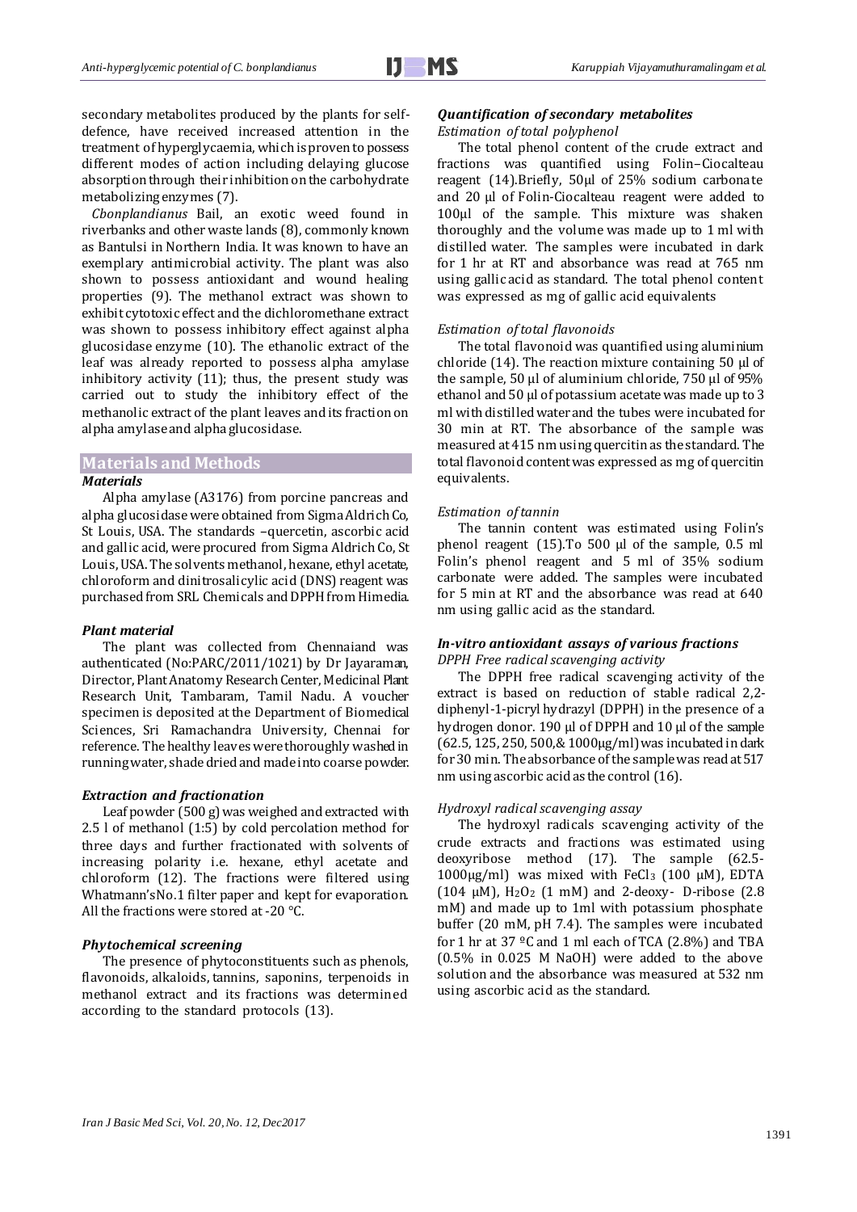secondary metabolites produced by the plants for self-defence, have received increased attention in the treatment of hyperglycaemia, which is proven to possess different modes of action including delaying glucose absorption through their inhibition on the carbohydrate metabolizing enzymes (7).

*Cbonplandianus* Bail, an exotic weed found in riverbanks and other waste lands (8), commonly known as Bantulsi in Northern India. It was known to have an exemplary antimicrobial activity. The plant was also shown to possess antioxidant and wound healing properties (9). The methanol extract was shown to exhibit cytotoxic effect and the dichloromethane extract was shown to possess inhibitory effect against alpha glucosidase enzyme (10). The ethanolic extract of the leaf was already reported to possess alpha amylase inhibitory activity (11); thus, the present study was carried out to study the inhibitory effect of the methanolic extract of the plant leaves and its fraction on alpha amylase and alpha glucosidase.

## Materials and Methods

### *Materials*

Alpha amylase (A3176) from porcine pancreas and alpha glucosidase were obtained from Sigma Aldrich Co, St Louis, USA. The standards –quercetin, ascorbic acid and gallic acid, were procured from Sigma Aldrich Co, St Louis, USA. The solvents methanol, hexane, ethyl acetate, chloroform and dinitrosalicylic acid (DNS) reagent was purchased from SRL Chemicals and DPPH from Himedia.

### *Plant material*

The plant was collected from Chennaiand was authenticated (No:PARC/2011/1021) by Dr Jayaraman, Director, Plant Anatomy Research Center, Medicinal Plant Research Unit, Tambaram, Tamil Nadu. A voucher specimen is deposited at the Department of Biomedical Sciences, Sri Ramachandra University, Chennai for reference. The healthy leaves were thoroughly washed in running water, shade dried and made into coarse powder.

### *Extraction and fractionation*

Leaf powder (500 g) was weighed and extracted with 2.5 l of methanol (1:5) by cold percolation method for three days and further fractionated with solvents of increasing polarity i.e. hexane, ethyl acetate and chloroform (12). The fractions were filtered using Whatmann'sNo.1 filter paper and kept for evaporation. All the fractions were stored at -20 °C.

### *Phytochemical screening*

The presence of phytoconstituents such as phenols, flavonoids, alkaloids, tannins, saponins, terpenoids in methanol extract and its fractions was determined according to the standard protocols (13).

### *Quantification of secondary metabolites*

*Estimation of total polyphenol*

The total phenol content of the crude extract and fractions was quantified using Folin–Ciocalteau reagent (14).Briefly, 50μl of 25% sodium carbonate and 20 μl of Folin-Ciocalteau reagent were added to 100μl of the sample. This mixture was shaken thoroughly and the volume was made up to 1 ml with distilled water. The samples were incubated in dark for 1 hr at RT and absorbance was read at 765 nm using gallic acid as standard. The total phenol content was expressed as mg of gallic acid equivalents

*Estimation of total flavonoids*

The total flavonoid was quantified using aluminium chloride (14). The reaction mixture containing 50 μl of the sample, 50 μl of aluminium chloride, 750 μl of 95% ethanol and 50 μl of potassium acetate was made up to 3 ml with distilled water and the tubes were incubated for 30 min at RT. The absorbance of the sample was measured at 415 nm using quercitin as the standard. The total flavonoid content was expressed as mg of quercitin equivalents.

*Estimation of tannin*

The tannin content was estimated using Folin's phenol reagent (15).To 500 μl of the sample, 0.5 ml Folin's phenol reagent and 5 ml of 35% sodium carbonate were added. The samples were incubated for 5 min at RT and the absorbance was read at 640 nm using gallic acid as the standard.

### *In-vitro antioxidant assays of various fractions*

*DPPH Free radical scavenging activity*

The DPPH free radical scavenging activity of the extract is based on reduction of stable radical 2,2-diphenyl-1-picryl hydrazyl (DPPH) in the presence of a hydrogen donor. 190 μl of DPPH and 10 μl of the sample (62.5, 125, 250, 500,& 1000μg/ml) was incubated in dark for 30 min. The absorbance of the sample was read at 517 nm using ascorbic acid as the control (16).

*Hydroxyl radical scavenging assay*

The hydroxyl radicals scavenging activity of the crude extracts and fractions was estimated using deoxyribose method (17). The sample (62.5-1000μg/ml) was mixed with $FeCl_3$ (100 μM), EDTA (104 μM), $H_2O_2$ (1 mM) and 2-deoxy- D-ribose (2.8 mM) and made up to 1ml with potassium phosphate buffer (20 mM, pH 7.4). The samples were incubated for 1 hr at 37 ºC and 1 ml each of TCA (2.8%) and TBA (0.5% in 0.025 M NaOH) were added to the above solution and the absorbance was measured at 532 nm using ascorbic acid as the standard.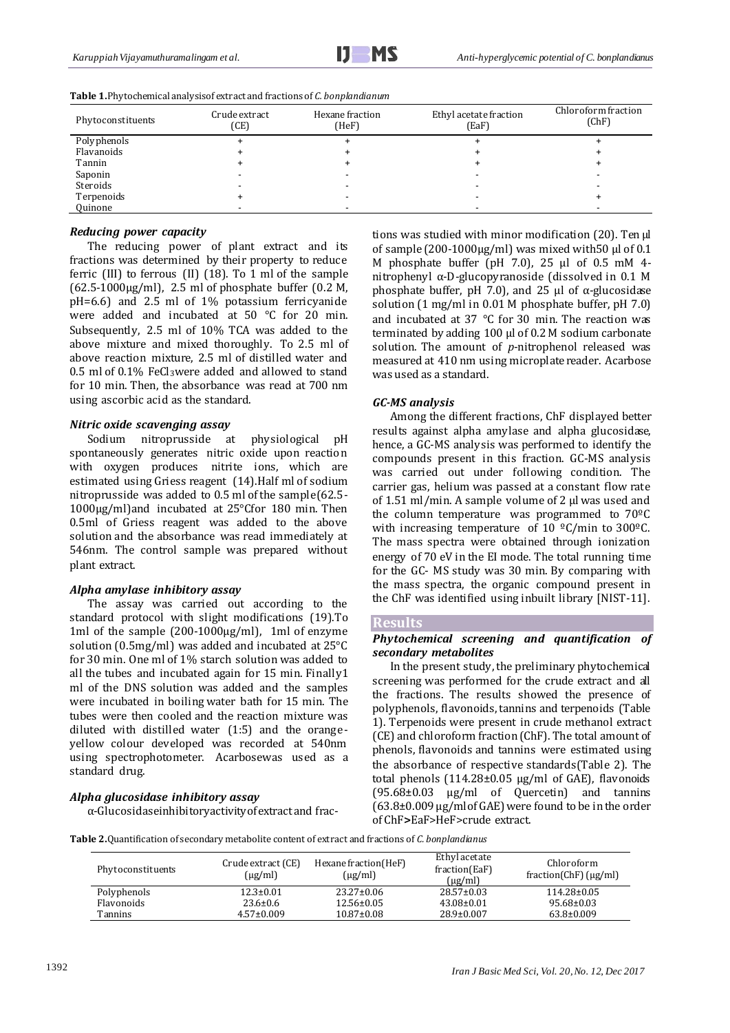**Table 1.** Phytochemical analysis of extract and fractions of *C. bonplandianum*

| Phytoconstituents | Crude extract (CE) | Hexane fraction (HeF) | Ethyl acetate fraction (EaF) | Chloroform fraction (ChF) |
|---|---|---|---|---|
| Polyphenols | + | + | + | + |
| Flavanoids | + | + | + | + |
| Tannin | + | + | + | + |
| Saponin | - | - | - | - |
| Steroids | - | - | - | - |
| Terpenoids | + | - | - | + |
| Quinone | - | - | - | - |

### *Reducing power capacity*

The reducing power of plant extract and its fractions was determined by their property to reduce ferric (III) to ferrous (II) (18). To 1 ml of the sample (62.5-1000µg/ml), 2.5 ml of phosphate buffer (0.2 M, pH=6.6) and 2.5 ml of 1% potassium ferricyanide were added and incubated at 50 °C for 20 min. Subsequently, 2.5 ml of 10% TCA was added to the above mixture and mixed thoroughly. To 2.5 ml of above reaction mixture, 2.5 ml of distilled water and 0.5 ml of 0.1% $FeCl_3$ were added and allowed to stand for 10 min. Then, the absorbance was read at 700 nm using ascorbic acid as the standard.

### *Nitric oxide scavenging assay*

Sodium nitroprusside at physiological pH spontaneously generates nitric oxide upon reaction with oxygen produces nitrite ions, which are estimated using Griess reagent (14). Half ml of sodium nitroprusside was added to 0.5 ml of the sample (62.5-1000µg/ml) and incubated at 25°C for 180 min. Then 0.5ml of Griess reagent was added to the above solution and the absorbance was read immediately at 546nm. The control sample was prepared without plant extract.

### *Alpha amylase inhibitory assay*

The assay was carried out according to the standard protocol with slight modifications (19). To 1ml of the sample (200-1000µg/ml), 1ml of enzyme solution (0.5mg/ml) was added and incubated at 25°C for 30 min. One ml of 1% starch solution was added to all the tubes and incubated again for 15 min. Finally 1 ml of the DNS solution was added and the samples were incubated in boiling water bath for 15 min. The tubes were then cooled and the reaction mixture was diluted with distilled water (1:5) and the orange-yellow colour developed was recorded at 540nm using spectrophotometer. Acarbose was used as a standard drug.

### *Alpha glucosidase inhibitory assay*

α-Glucosidase inhibitory activity of extract and fractions was studied with minor modification (20). Ten µl of sample (200-1000µg/ml) was mixed with 50 µl of 0.1 M phosphate buffer (pH 7.0), 25 µl of 0.5 mM 4-nitrophenyl α-D-glucopyranoside (dissolved in 0.1 M phosphate buffer, pH 7.0), and 25 µl of α-glucosidase solution (1 mg/ml in 0.01 M phosphate buffer, pH 7.0) and incubated at 37 °C for 30 min. The reaction was terminated by adding 100 µl of 0.2 M sodium carbonate solution. The amount of *p*-nitrophenol released was measured at 410 nm using microplate reader. Acarbose was used as a standard.

### *GC-MS analysis*

Among the different fractions, ChF displayed better results against alpha amylase and alpha glucosidase, hence, a GC-MS analysis was performed to identify the compounds present in this fraction. GC-MS analysis was carried out under following condition. The carrier gas, helium was passed at a constant flow rate of 1.51 ml/min. A sample volume of 2 µl was used and the column temperature was programmed to 70ºC with increasing temperature of 10 ºC/min to 300ºC. The mass spectra were obtained through ionization energy of 70 eV in the EI mode. The total running time for the GC- MS study was 30 min. By comparing with the mass spectra, the organic compound present in the ChF was identified using inbuilt library [NIST-11].

## Results

### *Phytochemical screening and quantification of secondary metabolites*

In the present study, the preliminary phytochemical screening was performed for the crude extract and all the fractions. The results showed the presence of polyphenols, flavonoids, tannins and terpenoids (Table 1). Terpenoids were present in crude methanol extract (CE) and chloroform fraction (ChF). The total amount of phenols, flavonoids and tannins were estimated using the absorbance of respective standards (Table 2). The total phenols (114.28±0.05 µg/ml of GAE), flavonoids (95.68±0.03 µg/ml of Quercetin) and tannins (63.8±0.009 µg/ml of GAE) were found to be in the order of ChF**>**EaF>HeF>crude extract.

**Table 2.** Quantification of secondary metabolite content of extract and fractions of *C. bonplandianus*

| Phytoconstituents | Crude extract (CE) (µg/ml) | Hexane fraction (HeF) (µg/ml) | Ethyl acetate fraction (EaF) (µg/ml) | Chloroform fraction (ChF) (µg/ml) |
|---|---|---|---|---|
| Polyphenols | 12.3±0.01 | 23.27±0.06 | 28.57±0.03 | 114.28±0.05 |
| Flavonoids | 23.6±0.6 | 12.56±0.05 | 43.08±0.01 | 95.68±0.03 |
| Tannins | 4.57±0.009 | 10.87±0.08 | 28.9±0.007 | 63.8±0.009 |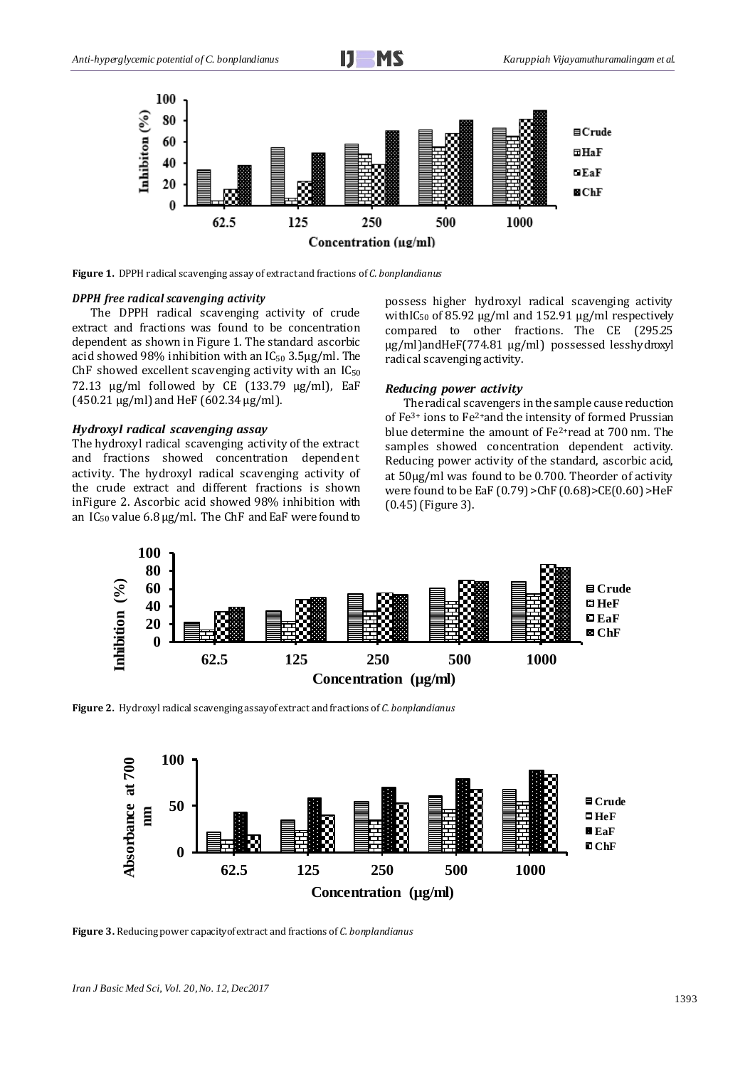**Figure 1.** DPPH radical scavenging assay of extract and fractions of *C. bonplandianus*

### *DPPH free radical scavenging activity*

The DPPH radical scavenging activity of crude extract and fractions was found to be concentration dependent as shown in Figure 1. The standard ascorbic acid showed 98% inhibition with an $IC_{50}$ 3.5µg/ml. The ChF showed excellent scavenging activity with an $IC_{50}$ 72.13 µg/ml followed by CE (133.79 µg/ml), EaF (450.21 µg/ml) and HeF (602.34 µg/ml).

### *Hydroxyl radical scavenging assay*

The hydroxyl radical scavenging activity of the extract and fractions showed concentration dependent activity. The hydroxyl radical scavenging activity of the crude extract and different fractions is shown inFigure 2. Ascorbic acid showed 98% inhibition with an $IC_{50}$ value 6.8 µg/ml. The ChF and EaF were found to possess higher hydroxyl radical scavenging activity with$IC_{50}$ of 85.92 µg/ml and 152.91 µg/ml respectively compared to other fractions. The CE (295.25 µg/ml)andHeF(774.81 µg/ml) possessed lesshydroxyl radical scavenging activity.

### *Reducing power activity*

The radical scavengers in the sample cause reduction of $Fe^{3+}$ ions to $Fe^{2+}$and the intensity of formed Prussian blue determine the amount of $Fe^{2+}$read at 700 nm. The samples showed concentration dependent activity. Reducing power activity of the standard, ascorbic acid, at 50µg/ml was found to be 0.700. Theorder of activity were found to be EaF (0.79) >ChF (0.68)>CE(0.60) >HeF (0.45) (Figure 3).

**Figure 2.** Hydroxyl radical scavenging assayofextract and fractions of *C. bonplandianus*

**Figure 3.** Reducing power capacityofextract and fractions of *C. bonplandianus*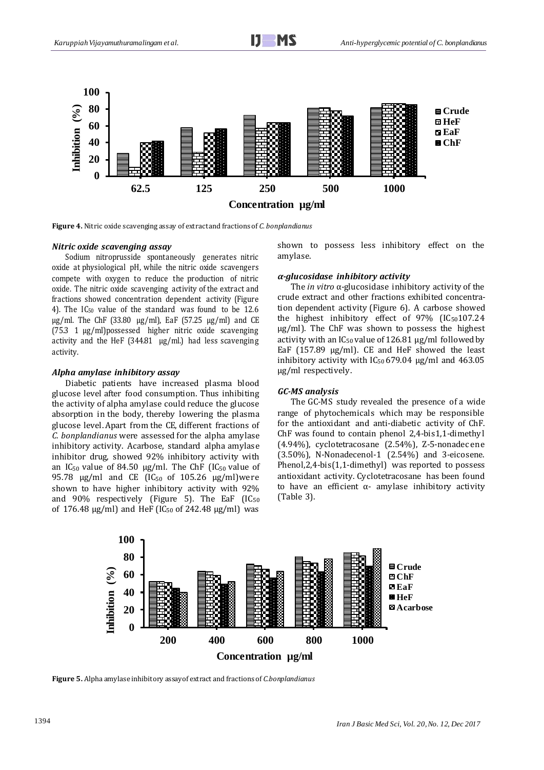**Figure 4.** Nitric oxide scavenging assay of extract and fractions of *C. bonplandianus*

### *Nitric oxide scavenging assay*

Sodium nitroprusside spontaneously generates nitric oxide at physiological pH, while the nitric oxide scavengers compete with oxygen to reduce the production of nitric oxide. The nitric oxide scavenging activity of the extract and fractions showed concentration dependent activity (Figure 4). The $IC_{50}$ value of the standard was found to be 12.6 µg/ml. The ChF (33.80 µg/ml), EaF (57.25 µg/ml) and CE (75.3 1 µg/ml)possessed higher nitric oxide scavenging activity and the HeF (344.81 µg/ml.) had less scavenging activity.

### *Alpha amylase inhibitory assay*

Diabetic patients have increased plasma blood glucose level after food consumption. Thus inhibiting the activity of alpha amylase could reduce the glucose absorption in the body, thereby lowering the plasma glucose level. Apart from the CE, different fractions of *C. bonplandianus* were assessed for the alpha amylase inhibitory activity. Acarbose, standard alpha amylase inhibitor drug, showed 92% inhibitory activity with an $IC_{50}$ value of 84.50 µg/ml. The ChF ($IC_{50}$ value of 95.78 µg/ml and CE ($IC_{50}$ of 105.26 µg/ml)were shown to have higher inhibitory activity with 92% and 90% respectively (Figure 5). The EaF ($IC_{50}$ of 176.48 µg/ml) and HeF ($IC_{50}$ of 242.48 µg/ml) was shown to possess less inhibitory effect on the amylase.

### *α-glucosidase inhibitory activity*

The *in vitro* α-glucosidase inhibitory activity of the crude extract and other fractions exhibited concentration dependent activity (Figure 6). A carbose showed the highest inhibitory effect of 97% ($IC_{50}$107.24 µg/ml). The ChF was shown to possess the highest activity with an $IC_{50}$ value of 126.81 µg/ml followed by EaF (157.89 µg/ml). CE and HeF showed the least inhibitory activity with $IC_{50}$ 679.04 µg/ml and 463.05 µg/ml respectively.

### *GC-MS analysis*

The GC-MS study revealed the presence of a wide range of phytochemicals which may be responsible for the antioxidant and anti-diabetic activity of ChF. ChF was found to contain phenol 2,4-bis1,1-dimethyl (4.94%), cyclotetracosane (2.54%), Z-5-nonadecene (3.50%), N-Nonadecenol-1 (2.54%) and 3-eicosene. Phenol,2,4-bis(1,1-dimethyl) was reported to possess antioxidant activity. Cyclotetracosane has been found to have an efficient α- amylase inhibitory activity (Table 3).

**Figure 5.** Alpha amylase inhibitory assay of extract and fractions of *C.bonplandianus*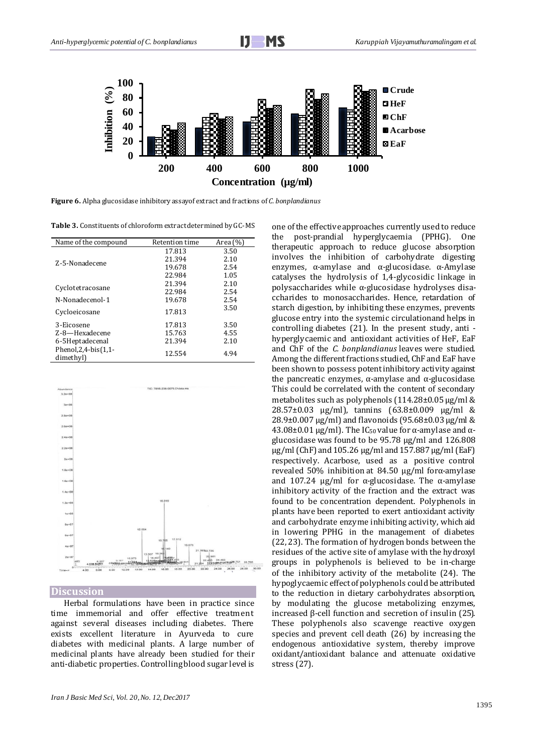**Figure 6.** Alpha glucosidase inhibitory assay of extract and fractions of *C. bonplandianus*

**Table 3.** Constituents of chloroform extract determined by GC-MS

| Name of the compound | Retention time | Area (%) |
|---|---|---|
| Z-5-Nonadecene | 17.813 | 3.50 |
| | 21.394 | 2.10 |
| | 19.678 | 2.54 |
| | 22.984 | 1.05 |
| Cyclotetracosane | 21.394 | 2.10 |
| | 22.984 | 2.54 |
| N-Nonadecenol-1 | 19.678 | 2.54 |
| Cycloeicosane | 17.813 | 3.50 |
| 3-Eicosene | 17.813 | 3.50 |
| Z-8—Hexadecene | 15.763 | 4.55 |
| 6-5Heptadecenal | 21.394 | 2.10 |
| Phenol,2,4-bis(1,1-dimethyl) | 12.554 | 4.94 |

## Discussion

Herbal formulations have been in practice since time immemorial and offer effective treatment against several diseases including diabetes. There exists excellent literature in Ayurveda to cure diabetes with medicinal plants. A large number of medicinal plants have already been studied for their anti-diabetic properties. Controlling blood sugar level is one of the effective approaches currently used to reduce the post-prandial hyperglycaemia (PPHG). One therapeutic approach to reduce glucose absorption involves the inhibition of carbohydrate digesting enzymes, α-amylase and α-glucosidase. α-Amylase catalyses the hydrolysis of 1,4-glycosidic linkage in polysaccharides while α-glucosidase hydrolyses disaccharides to monosaccharides. Hence, retardation of starch digestion, by inhibiting these enzymes, prevents glucose entry into the systemic circulationand helps in controlling diabetes (21). In the present study, anti - hyperglycaemic and antioxidant activities of HeF, EaF and ChF of the *C. bonplandianus* leaves were studied. Among the different fractions studied, ChF and EaF have been shown to possess potent inhibitory activity against the pancreatic enzymes, α-amylase and α-glucosidase. This could be correlated with the content of secondary metabolites such as polyphenols (114.28±0.05 μg/ml & 28.57±0.03 μg/ml), tannins (63.8±0.009 μg/ml & 28.9±0.007 μg/ml) and flavonoids (95.68±0.03 μg/ml & 43.08±0.01 μg/ml). The $IC_{50}$ value for α-amylase and α-glucosidase was found to be 95.78 μg/ml and 126.808 μg/ml (ChF) and 105.26 μg/ml and 157.887 μg/ml (EaF) respectively. Acarbose, used as a positive control revealed 50% inhibition at 84.50 μg/ml forα-amylase and 107.24 μg/ml for α-glucosidase. The α-amylase inhibitory activity of the fraction and the extract was found to be concentration dependent. Polyphenols in plants have been reported to exert antioxidant activity and carbohydrate enzyme inhibiting activity, which aid in lowering PPHG in the management of diabetes (22, 23). The formation of hydrogen bonds between the residues of the active site of amylase with the hydroxyl groups in polyphenols is believed to be in-charge of the inhibitory activity of the metabolite (24). The hypoglycaemic effect of polyphenols could be attributed to the reduction in dietary carbohydrates absorption, by modulating the glucose metabolizing enzymes, increased β-cell function and secretion of insulin (25). These polyphenols also scavenge reactive oxygen species and prevent cell death (26) by increasing the endogenous antioxidative system, thereby improve oxidant/antioxidant balance and attenuate oxidative stress (27).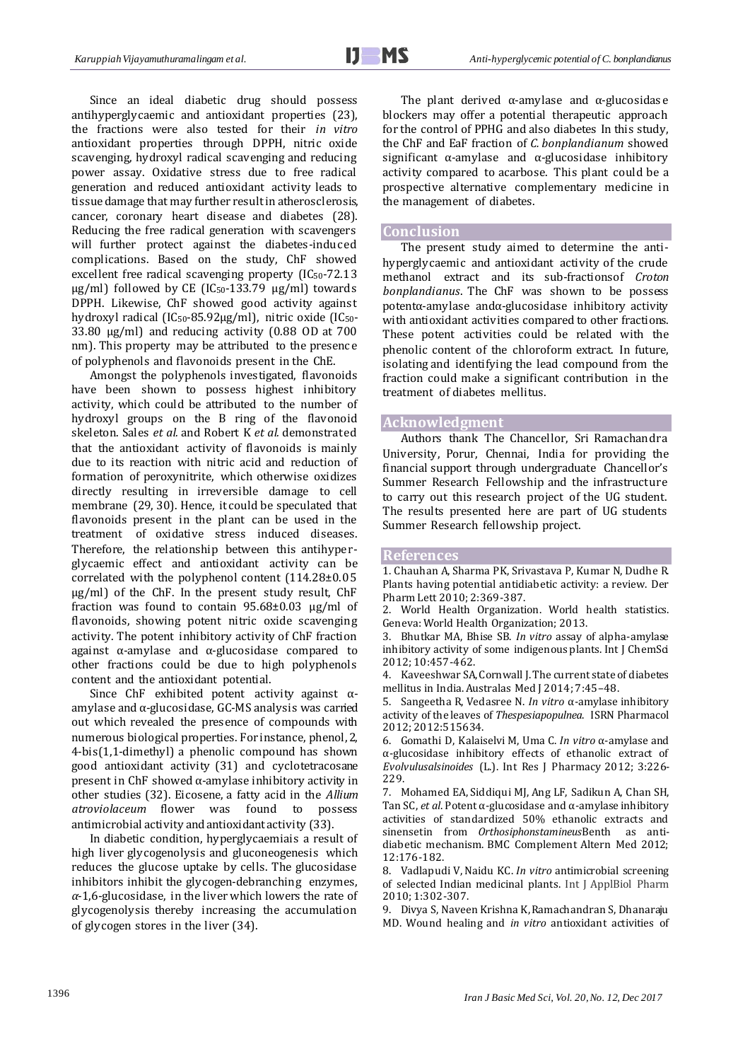Since an ideal diabetic drug should possess antihyperglycaemic and antioxidant properties (23), the fractions were also tested for their *in vitro* antioxidant properties through DPPH, nitric oxide scavenging, hydroxyl radical scavenging and reducing power assay. Oxidative stress due to free radical generation and reduced antioxidant activity leads to tissue damage that may further result in atherosclerosis, cancer, coronary heart disease and diabetes (28). Reducing the free radical generation with scavengers will further protect against the diabetes-induced complications. Based on the study, ChF showed excellent free radical scavenging property ($IC_{50}$-72.13 µg/ml) followed by CE ($IC_{50}$-133.79 µg/ml) towards DPPH. Likewise, ChF showed good activity against hydroxyl radical ($IC_{50}$-85.92µg/ml), nitric oxide ($IC_{50}$-33.80 µg/ml) and reducing activity (0.88 OD at 700 nm). This property may be attributed to the presence of polyphenols and flavonoids present in the ChE.

Amongst the polyphenols investigated, flavonoids have been shown to possess highest inhibitory activity, which could be attributed to the number of hydroxyl groups on the B ring of the flavonoid skeleton. Sales *et al.* and Robert K *et al.* demonstrated that the antioxidant activity of flavonoids is mainly due to its reaction with nitric acid and reduction of formation of peroxynitrite, which otherwise oxidizes directly resulting in irreversible damage to cell membrane (29, 30). Hence, it could be speculated that flavonoids present in the plant can be used in the treatment of oxidative stress induced diseases. Therefore, the relationship between this antihyperglycaemic effect and antioxidant activity can be correlated with the polyphenol content (114.28±0.05 µg/ml) of the ChF. In the present study result, ChF fraction was found to contain 95.68±0.03 µg/ml of flavonoids, showing potent nitric oxide scavenging activity. The potent inhibitory activity of ChF fraction against α-amylase and α-glucosidase compared to other fractions could be due to high polyphenols content and the antioxidant potential.

Since ChF exhibited potent activity against α-amylase and α-glucosidase, GC-MS analysis was carried out which revealed the presence of compounds with numerous biological properties. For instance, phenol, 2, 4-bis(1,1-dimethyl) a phenolic compound has shown good antioxidant activity (31) and cyclotetracosane present in ChF showed α-amylase inhibitory activity in other studies (32). Eicosene, a fatty acid in the *Allium atroviolaceum* flower was found to possess antimicrobial activity and antioxidant activity (33).

In diabetic condition, hyperglycaemiais a result of high liver glycogenolysis and gluconeogenesis which reduces the glucose uptake by cells. The glucosidase inhibitors inhibit the glycogen-debranching enzymes, *α*-1,6-glucosidase, in the liver which lowers the rate of glycogenolysis thereby increasing the accumulation of glycogen stores in the liver (34).

The plant derived α-amylase and α-glucosidase blockers may offer a potential therapeutic approach for the control of PPHG and also diabetes In this study, the ChF and EaF fraction of *C. bonplandianum* showed significant α-amylase and α-glucosidase inhibitory activity compared to acarbose. This plant could be a prospective alternative complementary medicine in the management of diabetes.

## Conclusion

The present study aimed to determine the anti-hyperglycaemic and antioxidant activity of the crude methanol extract and its sub-fractionsof *Croton bonplandianus*. The ChF was shown to be possess potentα-amylase andα-glucosidase inhibitory activity with antioxidant activities compared to other fractions. These potent activities could be related with the phenolic content of the chloroform extract. In future, isolating and identifying the lead compound from the fraction could make a significant contribution in the treatment of diabetes mellitus.

## Acknowledgment

Authors thank The Chancellor, Sri Ramachandra University, Porur, Chennai, India for providing the financial support through undergraduate Chancellor's Summer Research Fellowship and the infrastructure to carry out this research project of the UG student. The results presented here are part of UG students Summer Research fellowship project.

## References

1. Chauhan A, Sharma PK, Srivastava P, Kumar N, Dudhe R. Plants having potential antidiabetic activity: a review. Der Pharm Lett 2010; 2:369-387.
2. World Health Organization. World health statistics. Geneva: World Health Organization; 2013.
3. Bhutkar MA, Bhise SB. *In vitro* assay of alpha-amylase inhibitory activity of some indigenous plants. Int J ChemSci 2012; 10:457-462.
4. Kaveeshwar SA, Cornwall J. The current state of diabetes mellitus in India. Australas Med J 2014; 7:45–48.
5. Sangeetha R, Vedasree N. *In vitro* α-amylase inhibitory activity of the leaves of *Thespesiapopulnea*. ISRN Pharmacol 2012; 2012:515634.
6. Gomathi D, Kalaiselvi M, Uma C. *In vitro* α-amylase and α-glucosidase inhibitory effects of ethanolic extract of *Evolvulusalsinoides* (L.). Int Res J Pharmacy 2012; 3:226-229.
7. Mohamed EA, Siddiqui MJ, Ang LF, Sadikun A, Chan SH, Tan SC, *et al*. Potent α-glucosidase and α-amylase inhibitory activities of standardized 50% ethanolic extracts and sinensetin from *Orthosiphonstamineus*Benth as anti-diabetic mechanism. BMC Complement Altern Med 2012; 12:176-182.
8. Vadlapudi V, Naidu KC. *In vitro* antimicrobial screening of selected Indian medicinal plants. Int J ApplBiol Pharm 2010; 1:302-307.
9. Divya S, Naveen Krishna K, Ramachandran S, Dhanaraju MD. Wound healing and *in vitro* antioxidant activities of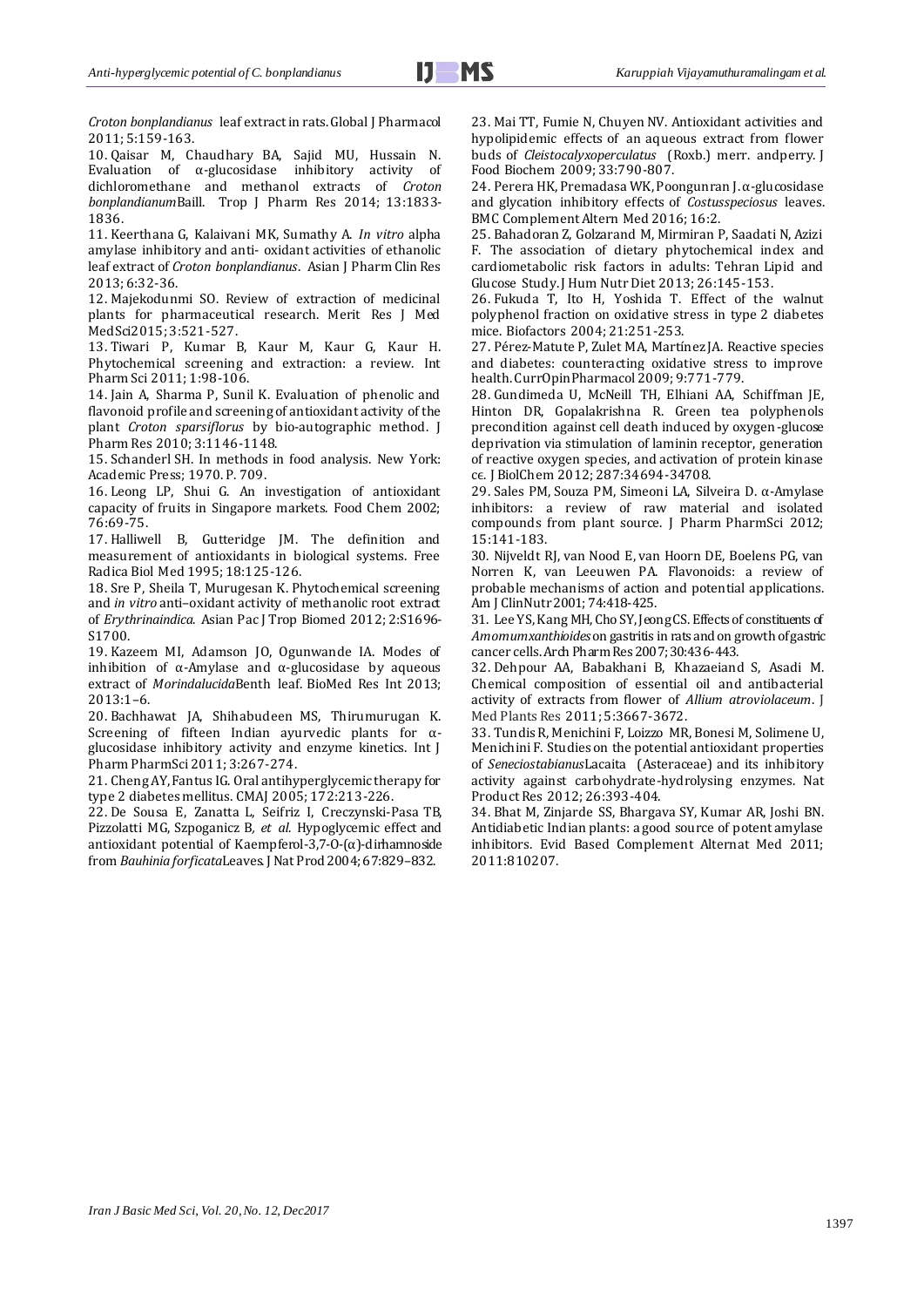*Croton bonplandianus* leaf extract in rats. Global J Pharmacol 2011; 5:159-163.

10. Qaisar M, Chaudhary BA, Sajid MU, Hussain N. Evaluation of α-glucosidase inhibitory activity of dichloromethane and methanol extracts of *Croton bonplandianum*Baill. Trop J Pharm Res 2014; 13:1833-1836.

11. Keerthana G, Kalaivani MK, Sumathy A. *In vitro* alpha amylase inhibitory and anti- oxidant activities of ethanolic leaf extract of *Croton bonplandianus*. Asian J Pharm Clin Res 2013; 6:32-36.

12. Majekodunmi SO. Review of extraction of medicinal plants for pharmaceutical research. Merit Res J Med MedSci2015; 3:521-527.

13. Tiwari P, Kumar B, Kaur M, Kaur G, Kaur H. Phytochemical screening and extraction: a review. Int Pharm Sci 2011; 1:98-106.

14. Jain A, Sharma P, Sunil K. Evaluation of phenolic and flavonoid profile and screening of antioxidant activity of the plant *Croton sparsiflorus* by bio-autographic method. J Pharm Res 2010; 3:1146-1148.

15. Schanderl SH. In methods in food analysis. New York: Academic Press; 1970. P. 709.

16. Leong LP, Shui G. An investigation of antioxidant capacity of fruits in Singapore markets. Food Chem 2002; 76:69-75.

17. Halliwell B, Gutteridge JM. The definition and measurement of antioxidants in biological systems. Free Radica Biol Med 1995; 18:125-126.

18. Sre P, Sheila T, Murugesan K. Phytochemical screening and *in vitro* anti–oxidant activity of methanolic root extract of *Erythrinaindica.* Asian Pac J Trop Biomed 2012; 2:S1696-S1700.

19. Kazeem MI, Adamson JO, Ogunwande IA. Modes of inhibition of α-Amylase and α-glucosidase by aqueous extract of *Morindalucida*Benth leaf. BioMed Res Int 2013; 2013:1–6.

20. Bachhawat JA, Shihabudeen MS, Thirumurugan K. Screening of fifteen Indian ayurvedic plants for α-glucosidase inhibitory activity and enzyme kinetics. Int J Pharm PharmSci 2011; 3:267-274.

21. Cheng AY, Fantus IG. Oral antihyperglycemic therapy for type 2 diabetes mellitus. CMAJ 2005; 172:213-226.

22. De Sousa E, Zanatta L, Seifriz I, Creczynski-Pasa TB, Pizzolatti MG, Szpoganicz B, *et al*. Hypoglycemic effect and antioxidant potential of Kaempferol-3,7-O-(α)-dirhamnoside from *Bauhinia forficata*Leaves. J Nat Prod 2004; 67:829–832.

23. Mai TT, Fumie N, Chuyen NV. Antioxidant activities and hypolipidemic effects of an aqueous extract from flower buds of *Cleistocalyxoperculatus* (Roxb.) merr. andperry. J Food Biochem 2009; 33:790-807.

24. Perera HK, Premadasa WK, Poongunran J. α-glucosidase and glycation inhibitory effects of *Costusspeciosus* leaves. BMC Complement Altern Med 2016; 16:2.

25. Bahadoran Z, Golzarand M, Mirmiran P, Saadati N, Azizi F. The association of dietary phytochemical index and cardiometabolic risk factors in adults: Tehran Lipid and Glucose Study. J Hum Nutr Diet 2013; 26:145-153.

26. Fukuda T, Ito H, Yoshida T. Effect of the walnut polyphenol fraction on oxidative stress in type 2 diabetes mice. Biofactors 2004; 21:251-253.

27. Pérez-Matute P, Zulet MA, Martínez JA. Reactive species and diabetes: counteracting oxidative stress to improve health. CurrOpinPharmacol 2009; 9:771-779.

28. Gundimeda U, McNeill TH, Elhiani AA, Schiffman JE, Hinton DR, Gopalakrishna R. Green tea polyphenols precondition against cell death induced by oxygen-glucose deprivation via stimulation of laminin receptor, generation of reactive oxygen species, and activation of protein kinase cϵ. J BiolChem 2012; 287:34694-34708.

29. Sales PM, Souza PM, Simeoni LA, Silveira D. α-Amylase inhibitors: a review of raw material and isolated compounds from plant source. J Pharm PharmSci 2012; 15:141-183.

30. Nijveldt RJ, van Nood E, van Hoorn DE, Boelens PG, van Norren K, van Leeuwen PA. Flavonoids: a review of probable mechanisms of action and potential applications. Am J ClinNutr 2001; 74:418-425.

31. Lee YS, Kang MH, Cho SY, Jeong CS. Effects of constituents of *Amomumxanthioides* on gastritis in rats and on growth of gastric cancer cells. Arch Pharm Res 2007; 30:436-443.

32. Dehpour AA, Babakhani B, Khazaeiand S, Asadi M. Chemical composition of essential oil and antibacterial activity of extracts from flower of *Allium atroviolaceum*. J Med Plants Res 2011; 5:3667-3672.

33. Tundis R, Menichini F, Loizzo MR, Bonesi M, Solimene U, Menichini F. Studies on the potential antioxidant properties of *Seneciostabianus*Lacaita (Asteraceae) and its inhibitory activity against carbohydrate-hydrolysing enzymes. Nat Product Res 2012; 26:393-404.

34. Bhat M, Zinjarde SS, Bhargava SY, Kumar AR, Joshi BN. Antidiabetic Indian plants: a good source of potent amylase inhibitors. Evid Based Complement Alternat Med 2011; 2011:810207.